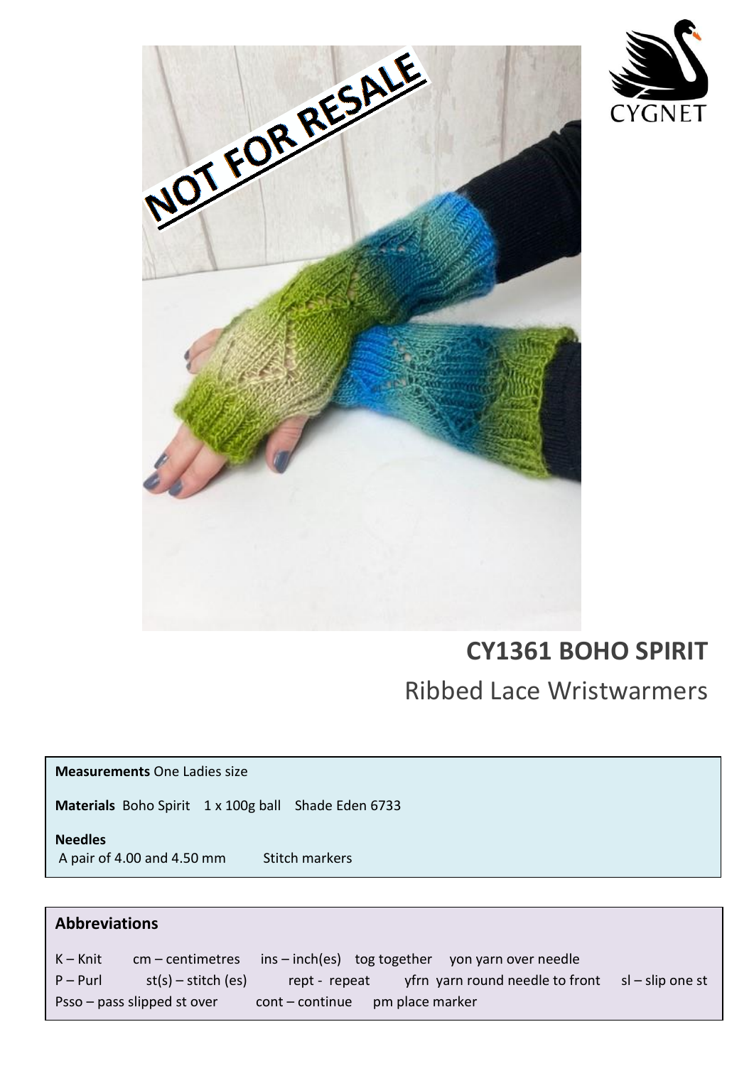# CY1361 BOHO SPIRIT

## Ribbed Lace Wristwarmers

**Measurements** One Ladies size

**Materials** Boho Spirit 1 x 100g ball Shade Eden 6733

**Needles**
A pair of 4.00 and 4.50 mm Stitch markers

### Abbreviations

K – Knit cm – centimetres ins – inch(es) tog together yon yarn over needle
P – Purl st(s) – stitch (es) rept - repeat yfrn yarn round needle to front sl – slip one st
Psso – pass slipped st over cont – continue pm place marker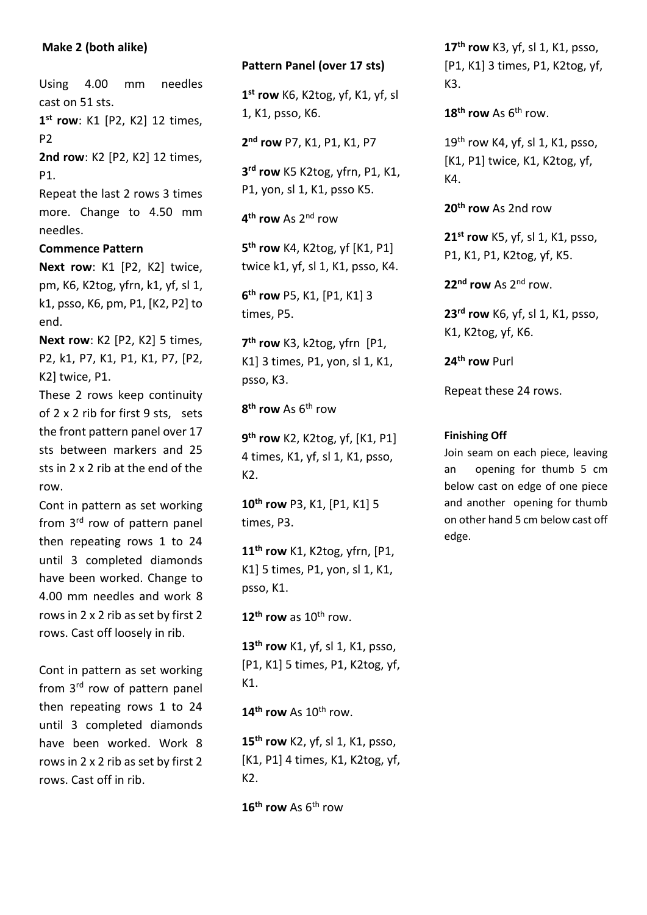**Make 2 (both alike)**

Using 4.00 mm needles cast on 51 sts.

**1st row**: K1 [P2, K2] 12 times, P2

**2nd row**: K2 [P2, K2] 12 times, P1.

Repeat the last 2 rows 3 times more. Change to 4.50 mm needles.

**Commence Pattern**

**Next row**: K1 [P2, K2] twice, pm, K6, K2tog, yfrn, k1, yf, sl 1, k1, psso, K6, pm, P1, [K2, P2] to end.

**Next row**: K2 [P2, K2] 5 times, P2, k1, P7, K1, P1, K1, P7, [P2, K2] twice, P1.

These 2 rows keep continuity of 2 x 2 rib for first 9 sts, sets the front pattern panel over 17 sts between markers and 25 sts in 2 x 2 rib at the end of the row.

Cont in pattern as set working from 3rd row of pattern panel then repeating rows 1 to 24 until 3 completed diamonds have been worked. Change to 4.00 mm needles and work 8 rows in 2 x 2 rib as set by first 2 rows. Cast off loosely in rib.

Cont in pattern as set working from 3rd row of pattern panel then repeating rows 1 to 24 until 3 completed diamonds have been worked. Work 8 rows in 2 x 2 rib as set by first 2 rows. Cast off in rib.

**Pattern Panel (over 17 sts)**

**1st row** K6, K2tog, yf, K1, yf, sl 1, K1, psso, K6.

**2nd row** P7, K1, P1, K1, P7

**3rd row** K5 K2tog, yfrn, P1, K1, P1, yon, sl 1, K1, psso K5.

**4th row** As 2nd row

**5th row** K4, K2tog, yf [K1, P1] twice k1, yf, sl 1, K1, psso, K4.

**6th row** P5, K1, [P1, K1] 3 times, P5.

**7th row** K3, k2tog, yfrn [P1, K1] 3 times, P1, yon, sl 1, K1, psso, K3.

**8th row** As 6th row

**9th row** K2, K2tog, yf, [K1, P1] 4 times, K1, yf, sl 1, K1, psso, K2.

**10th row** P3, K1, [P1, K1] 5 times, P3.

**11th row** K1, K2tog, yfrn, [P1, K1] 5 times, P1, yon, sl 1, K1, psso, K1.

**12th row** as 10th row.

**13th row** K1, yf, sl 1, K1, psso, [P1, K1] 5 times, P1, K2tog, yf, K1.

**14th row** As 10th row.

**15th row** K2, yf, sl 1, K1, psso, [K1, P1] 4 times, K1, K2tog, yf, K2.

**16th row** As 6th row

**17th row** K3, yf, sl 1, K1, psso, [P1, K1] 3 times, P1, K2tog, yf, K3.

**18th row** As 6th row.

19th row K4, yf, sl 1, K1, psso, [K1, P1] twice, K1, K2tog, yf, K4.

**20th row** As 2nd row

**21st row** K5, yf, sl 1, K1, psso, P1, K1, P1, K2tog, yf, K5.

**22nd row** As 2nd row.

**23rd row** K6, yf, sl 1, K1, psso, K1, K2tog, yf, K6.

**24th row** Purl

Repeat these 24 rows.

**Finishing Off**

Join seam on each piece, leaving an opening for thumb 5 cm below cast on edge of one piece and another opening for thumb on other hand 5 cm below cast off edge.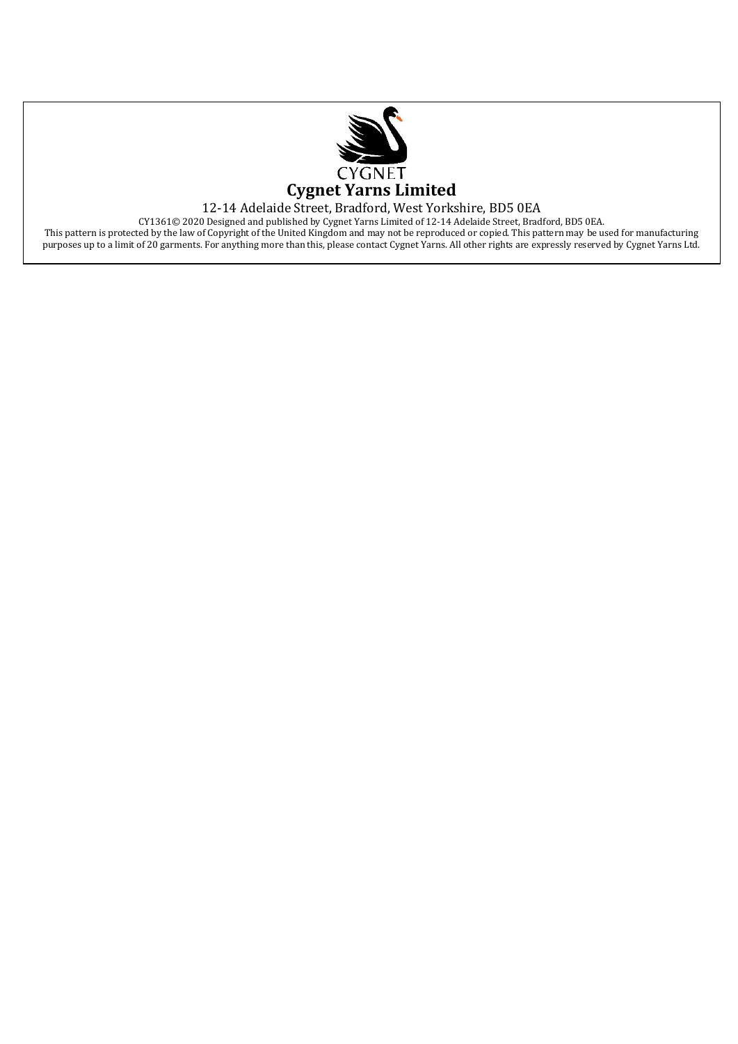CYGNET

**Cygnet Yarns Limited**

12-14 Adelaide Street, Bradford, West Yorkshire, BD5 0EA

CY1361© 2020 Designed and published by Cygnet Yarns Limited of 12-14 Adelaide Street, Bradford, BD5 0EA.

This pattern is protected by the law of Copyright of the United Kingdom and may not be reproduced or copied. This pattern may be used for manufacturing purposes up to a limit of 20 garments. For anything more than this, please contact Cygnet Yarns. All other rights are expressly reserved by Cygnet Yarns Ltd.